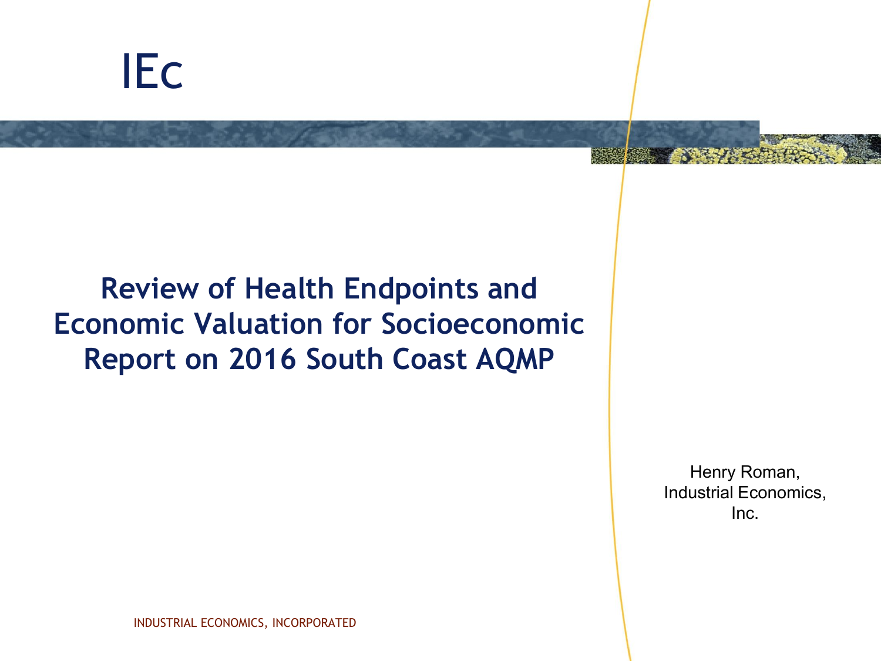IEc

# Review of Health Endpoints and Economic Valuation for Socioeconomic Report on 2016 South Coast AQMP

Henry Roman,
Industrial Economics,
Inc.

INDUSTRIAL ECONOMICS, INCORPORATED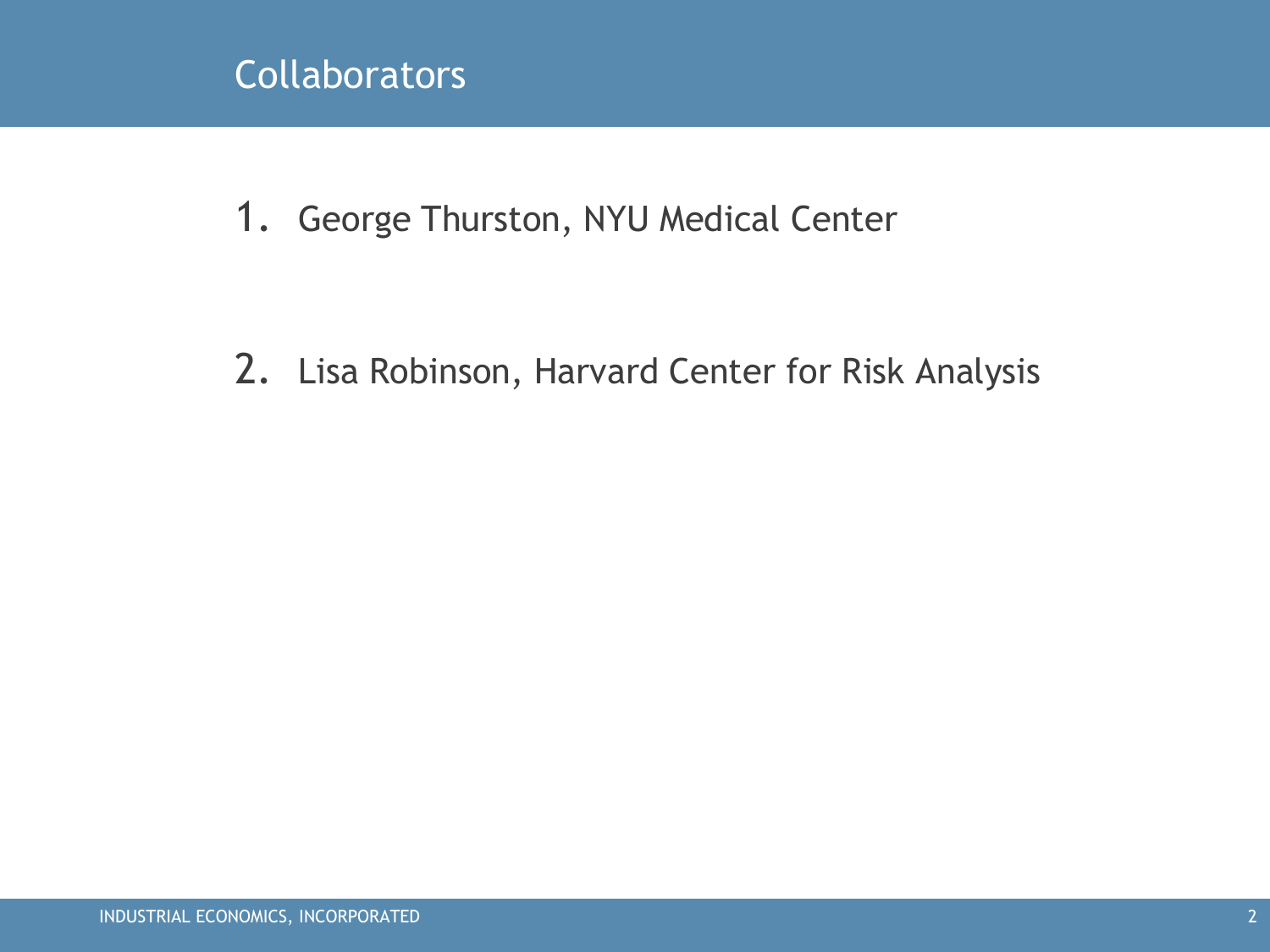# Collaborators

1. George Thurston, NYU Medical Center
2. Lisa Robinson, Harvard Center for Risk Analysis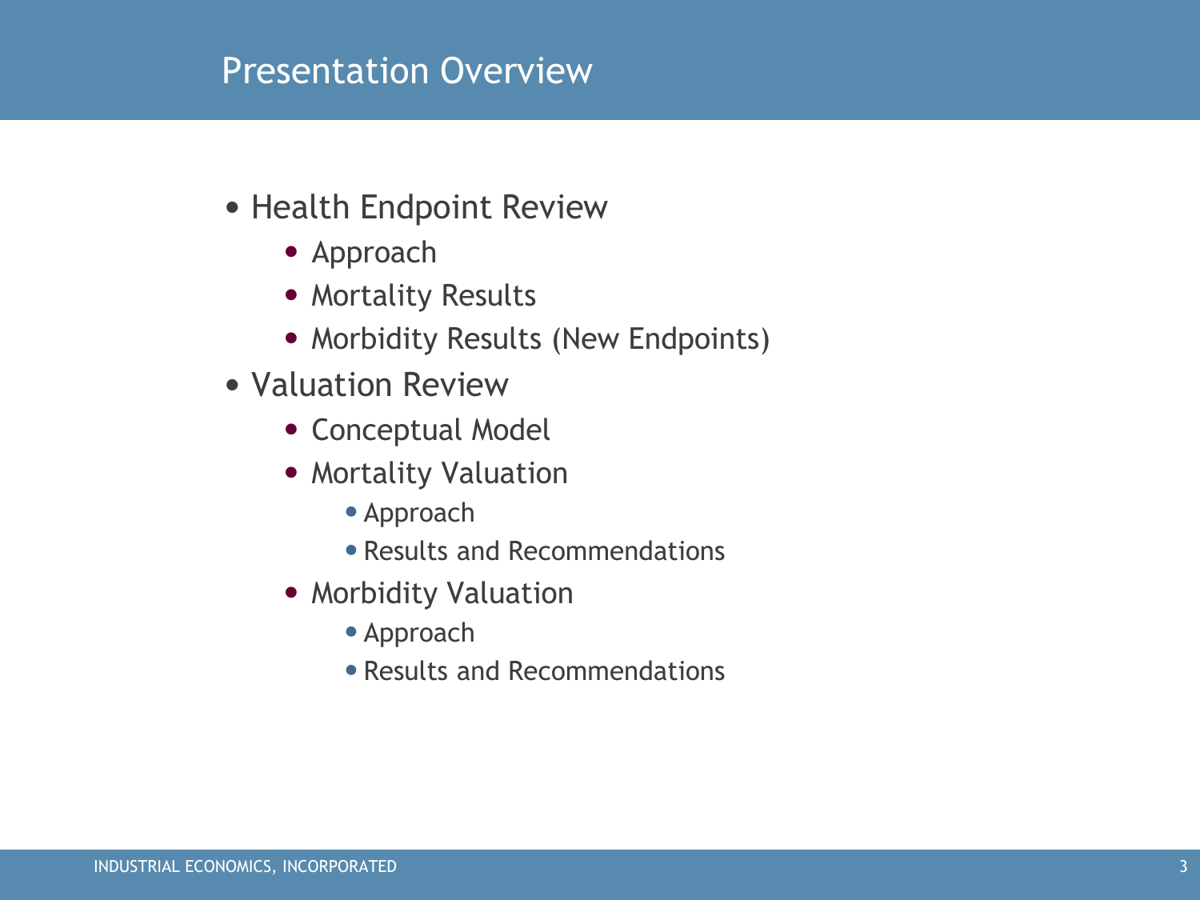# Presentation Overview

- Health Endpoint Review
  - Approach
  - Mortality Results
  - Morbidity Results (New Endpoints)
- Valuation Review
  - Conceptual Model
  - Mortality Valuation
    - Approach
    - Results and Recommendations
  - Morbidity Valuation
    - Approach
    - Results and Recommendations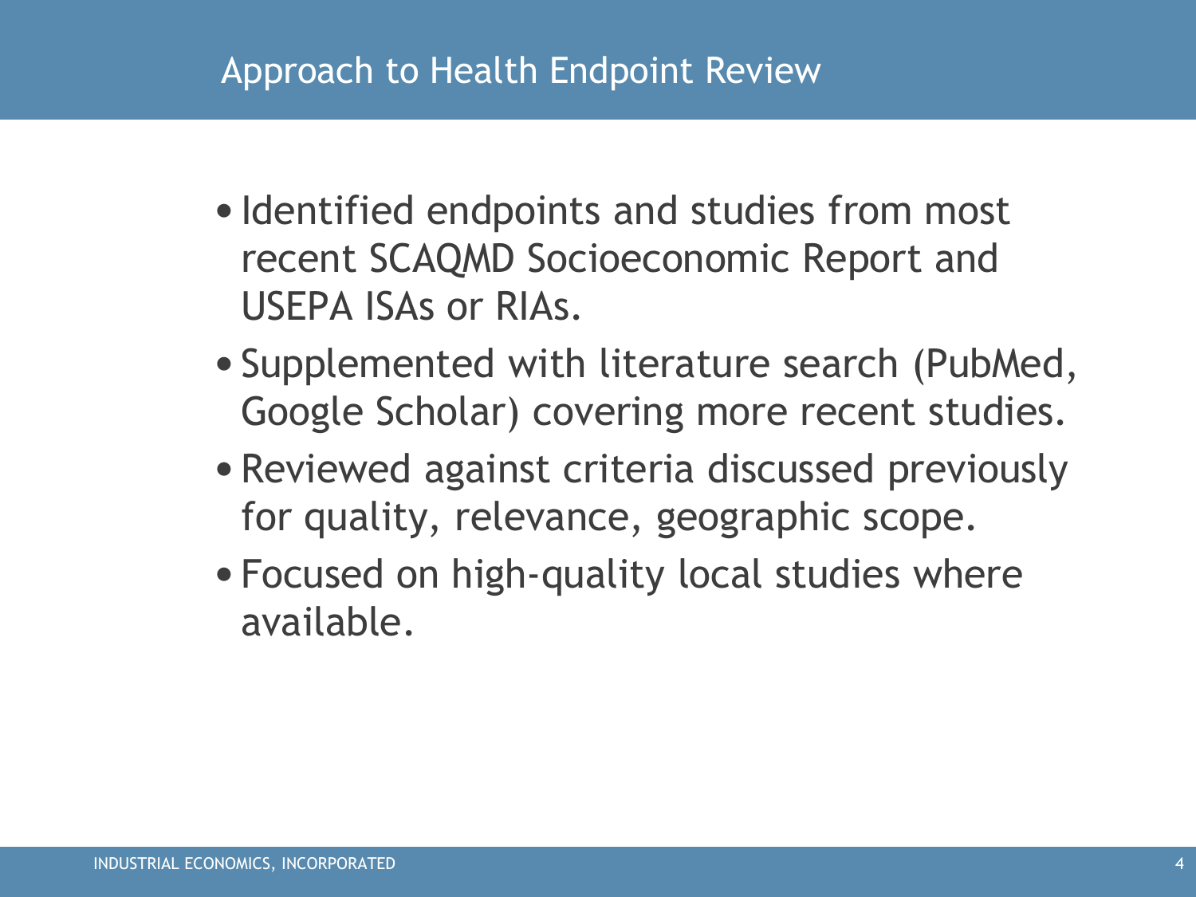# Approach to Health Endpoint Review

- Identified endpoints and studies from most recent SCAQMD Socioeconomic Report and USEPA ISAs or RIAs.
- Supplemented with literature search (PubMed, Google Scholar) covering more recent studies.
- Reviewed against criteria discussed previously for quality, relevance, geographic scope.
- Focused on high-quality local studies where available.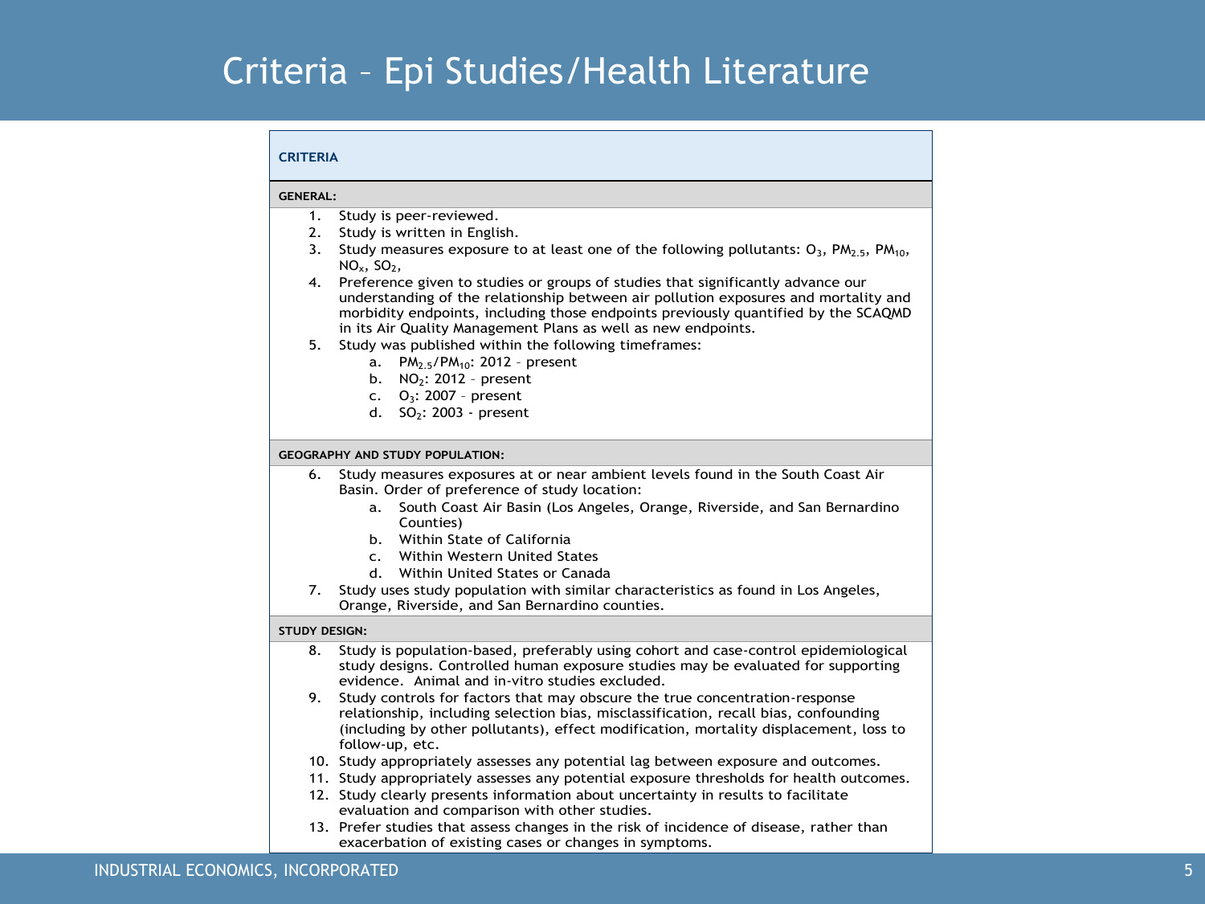# Criteria – Epi Studies/Health Literature

**CRITERIA**

**GENERAL:**

1. Study is peer-reviewed.
2. Study is written in English.
3. Study measures exposure to at least one of the following pollutants: $O_3$, $PM_{2.5}$, $PM_{10}$, $NO_x$, $SO_2$,
4. Preference given to studies or groups of studies that significantly advance our understanding of the relationship between air pollution exposures and mortality and morbidity endpoints, including those endpoints previously quantified by the SCAQMD in its Air Quality Management Plans as well as new endpoints.
5. Study was published within the following timeframes:
   a. $PM_{2.5}$/$PM_{10}$: 2012 – present
   b. $NO_2$: 2012 – present
   c. $O_3$: 2007 – present
   d. $SO_2$: 2003 - present

**GEOGRAPHY AND STUDY POPULATION:**

6. Study measures exposures at or near ambient levels found in the South Coast Air Basin. Order of preference of study location:
   a. South Coast Air Basin (Los Angeles, Orange, Riverside, and San Bernardino Counties)
   b. Within State of California
   c. Within Western United States
   d. Within United States or Canada
7. Study uses study population with similar characteristics as found in Los Angeles, Orange, Riverside, and San Bernardino counties.

**STUDY DESIGN:**

8. Study is population-based, preferably using cohort and case-control epidemiological study designs. Controlled human exposure studies may be evaluated for supporting evidence. Animal and in-vitro studies excluded.
9. Study controls for factors that may obscure the true concentration-response relationship, including selection bias, misclassification, recall bias, confounding (including by other pollutants), effect modification, mortality displacement, loss to follow-up, etc.
10. Study appropriately assesses any potential lag between exposure and outcomes.
11. Study appropriately assesses any potential exposure thresholds for health outcomes.
12. Study clearly presents information about uncertainty in results to facilitate evaluation and comparison with other studies.
13. Prefer studies that assess changes in the risk of incidence of disease, rather than exacerbation of existing cases or changes in symptoms.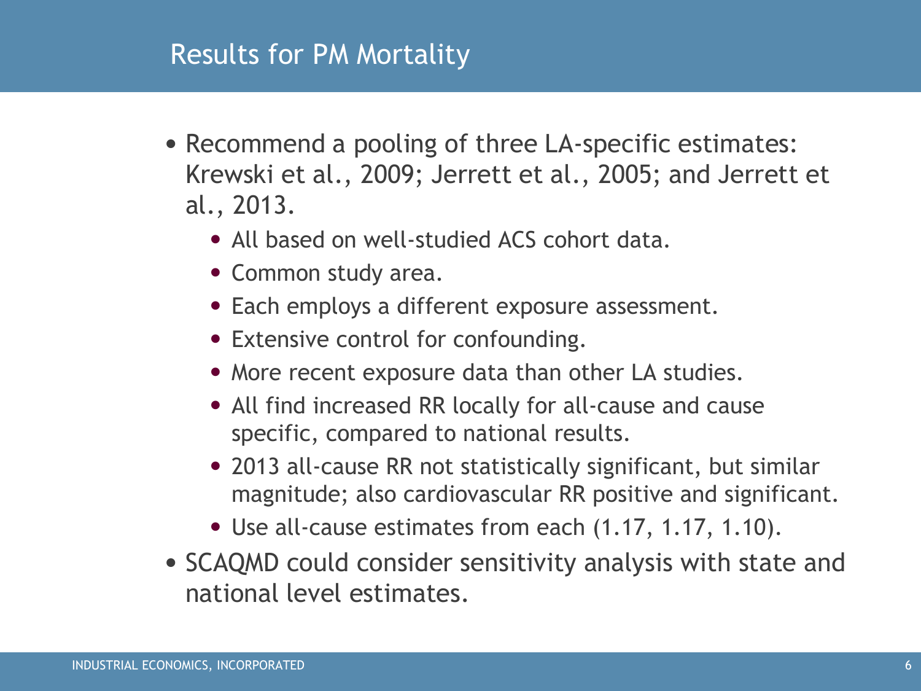# Results for PM Mortality

- Recommend a pooling of three LA-specific estimates: Krewski et al., 2009; Jerrett et al., 2005; and Jerrett et al., 2013.
  - All based on well-studied ACS cohort data.
  - Common study area.
  - Each employs a different exposure assessment.
  - Extensive control for confounding.
  - More recent exposure data than other LA studies.
  - All find increased RR locally for all-cause and cause specific, compared to national results.
  - 2013 all-cause RR not statistically significant, but similar magnitude; also cardiovascular RR positive and significant.
  - Use all-cause estimates from each (1.17, 1.17, 1.10).
- SCAQMD could consider sensitivity analysis with state and national level estimates.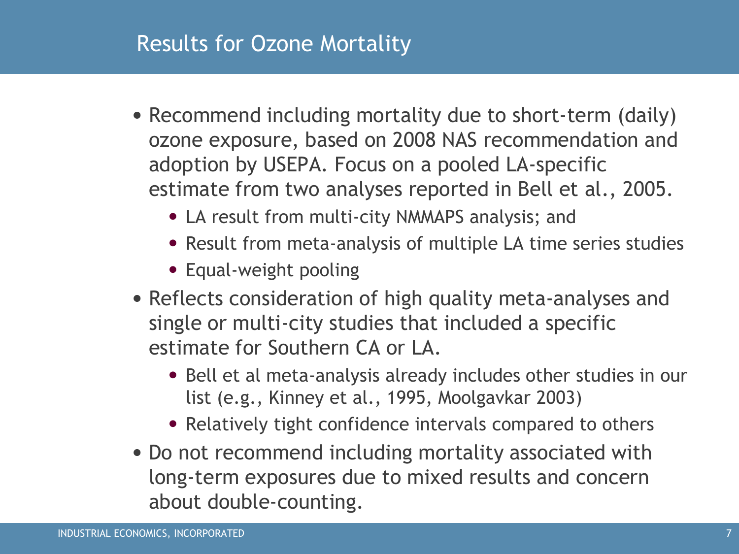# Results for Ozone Mortality

- Recommend including mortality due to short-term (daily) ozone exposure, based on 2008 NAS recommendation and adoption by USEPA. Focus on a pooled LA-specific estimate from two analyses reported in Bell et al., 2005.
  - LA result from multi-city NMMAPS analysis; and
  - Result from meta-analysis of multiple LA time series studies
  - Equal-weight pooling
- Reflects consideration of high quality meta-analyses and single or multi-city studies that included a specific estimate for Southern CA or LA.
  - Bell et al meta-analysis already includes other studies in our list (e.g., Kinney et al., 1995, Moolgavkar 2003)
  - Relatively tight confidence intervals compared to others
- Do not recommend including mortality associated with long-term exposures due to mixed results and concern about double-counting.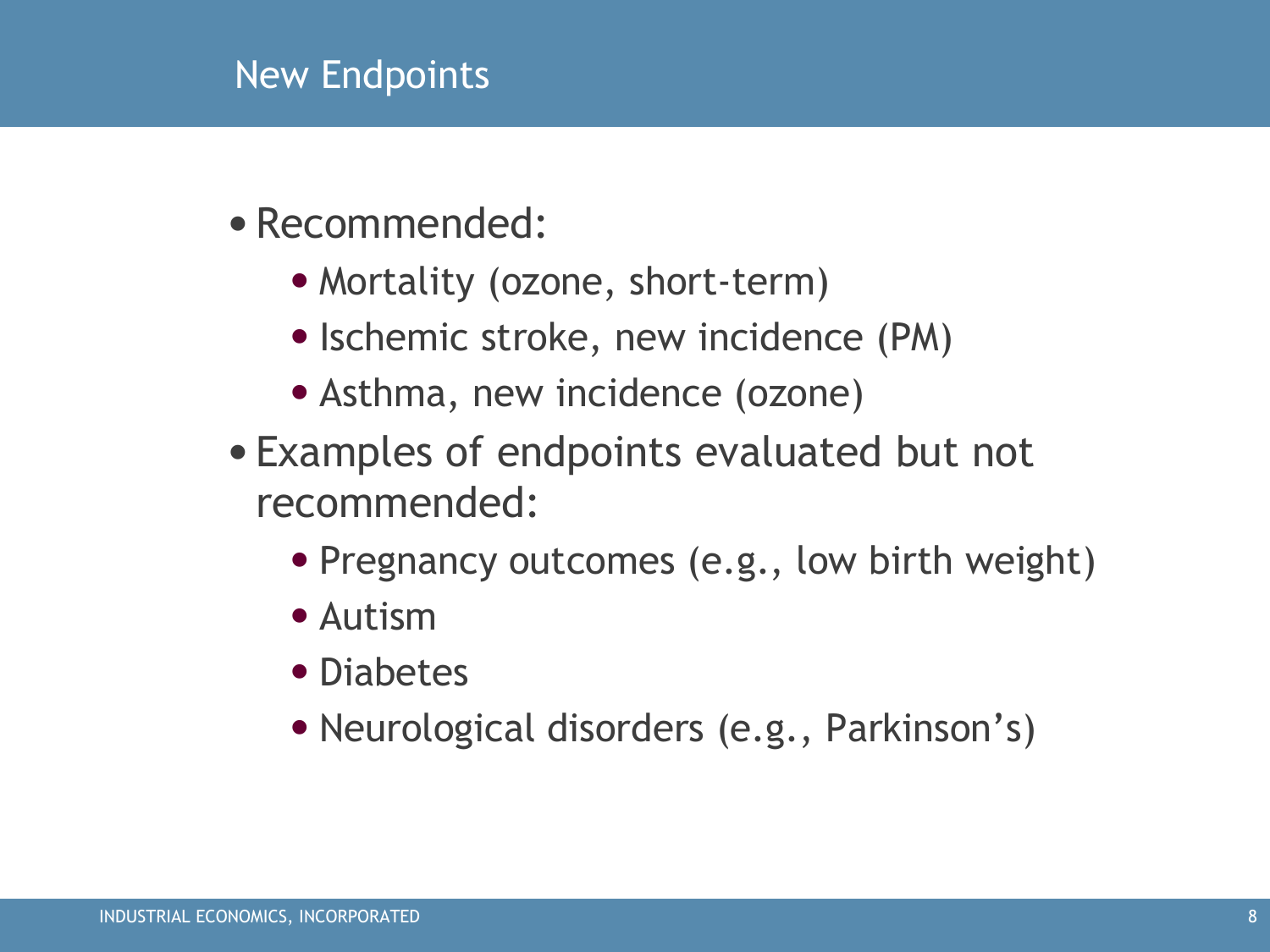# New Endpoints

- Recommended:
  - Mortality (ozone, short-term)
  - Ischemic stroke, new incidence (PM)
  - Asthma, new incidence (ozone)
- Examples of endpoints evaluated but not recommended:
  - Pregnancy outcomes (e.g., low birth weight)
  - Autism
  - Diabetes
  - Neurological disorders (e.g., Parkinson's)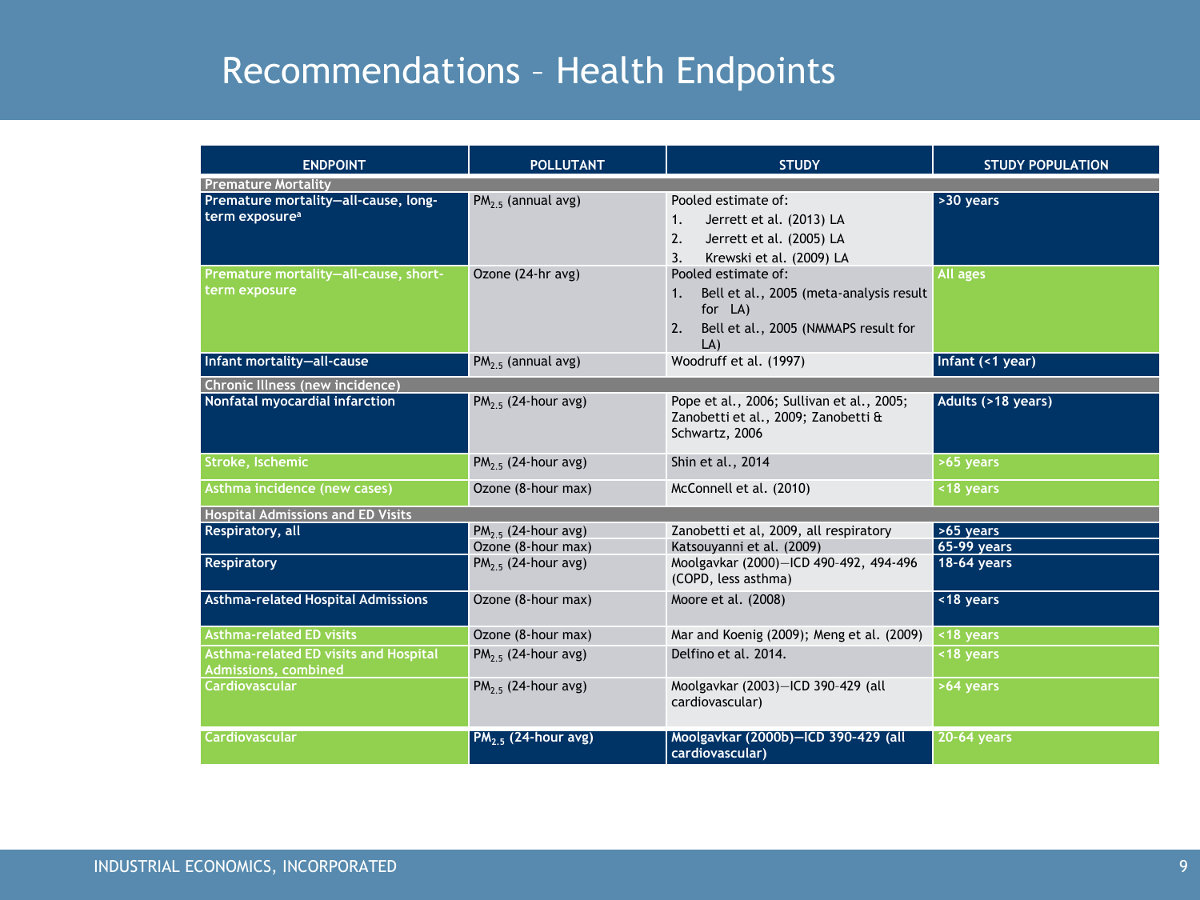# Recommendations – Health Endpoints

| ENDPOINT | POLLUTANT | STUDY | STUDY POPULATION |
|---|---|---|---|
| **Premature Mortality** | | | |
| Premature mortality—all-cause, long-term exposure[a] | $PM_{2.5}$ (annual avg) | Pooled estimate of: 1. Jerrett et al. (2013) LA 2. Jerrett et al. (2005) LA 3. Krewski et al. (2009) LA | >30 years |
| Premature mortality—all-cause, short-term exposure | Ozone (24-hr avg) | Pooled estimate of: 1. Bell et al., 2005 (meta-analysis result for LA) 2. Bell et al., 2005 (NMMAPS result for LA) | All ages |
| Infant mortality—all-cause | $PM_{2.5}$ (annual avg) | Woodruff et al. (1997) | Infant (<1 year) |
| **Chronic Illness (new incidence)** | | | |
| Nonfatal myocardial infarction | $PM_{2.5}$ (24-hour avg) | Pope et al., 2006; Sullivan et al., 2005; Zanobetti et al., 2009; Zanobetti & Schwartz, 2006 | Adults (>18 years) |
| Stroke, Ischemic | $PM_{2.5}$ (24-hour avg) | Shin et al., 2014 | >65 years |
| Asthma incidence (new cases) | Ozone (8-hour max) | McConnell et al. (2010) | <18 years |
| **Hospital Admissions and ED Visits** | | | |
| Respiratory, all | $PM_{2.5}$ (24-hour avg) | Zanobetti et al, 2009, all respiratory | >65 years |
| | Ozone (8-hour max) | Katsouyanni et al. (2009) | 65-99 years |
| Respiratory | $PM_{2.5}$ (24-hour avg) | Moolgavkar (2000)—ICD 490–492, 494–496 (COPD, less asthma) | 18-64 years |
| Asthma-related Hospital Admissions | Ozone (8-hour max) | Moore et al. (2008) | <18 years |
| Asthma-related ED visits | Ozone (8-hour max) | Mar and Koenig (2009); Meng et al. (2009) | <18 years |
| Asthma-related ED visits and Hospital Admissions, combined | $PM_{2.5}$ (24-hour avg) | Delfino et al. 2014. | <18 years |
| Cardiovascular | $PM_{2.5}$ (24-hour avg) | Moolgavkar (2003)—ICD 390–429 (all cardiovascular) | >64 years |
| Cardiovascular | $PM_{2.5}$ (24-hour avg) | Moolgavkar (2000b)—ICD 390-429 (all cardiovascular) | 20-64 years |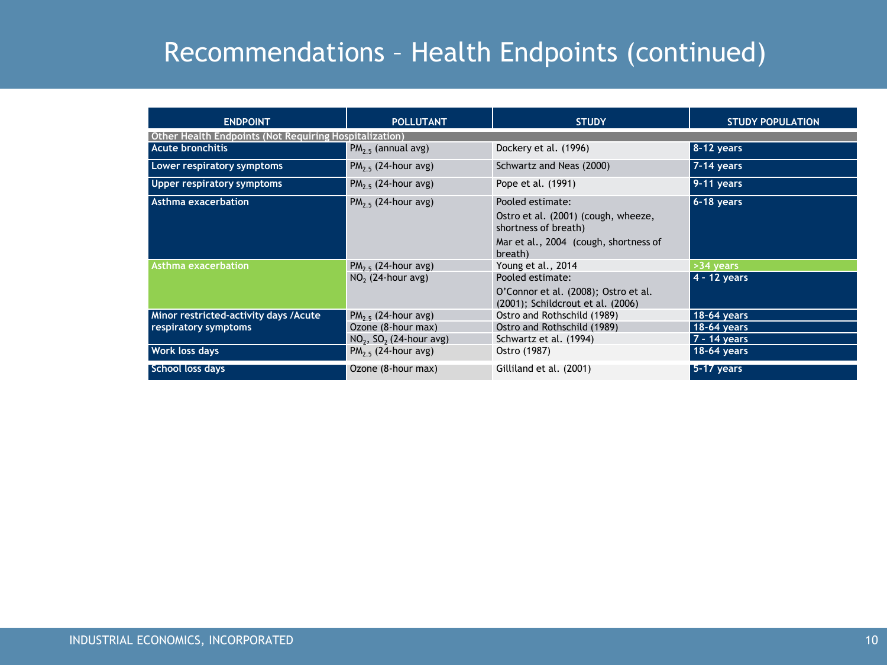# Recommendations – Health Endpoints (continued)

| ENDPOINT | POLLUTANT | STUDY | STUDY POPULATION |
|---|---|---|---|
| **Other Health Endpoints (Not Requiring Hospitalization)** | | | |
| Acute bronchitis | $PM_{2.5}$ (annual avg) | Dockery et al. (1996) | 8-12 years |
| Lower respiratory symptoms | $PM_{2.5}$ (24-hour avg) | Schwartz and Neas (2000) | 7-14 years |
| Upper respiratory symptoms | $PM_{2.5}$ (24-hour avg) | Pope et al. (1991) | 9-11 years |
| Asthma exacerbation | $PM_{2.5}$ (24-hour avg) | Pooled estimate: Ostro et al. (2001) (cough, wheeze, shortness of breath) Mar et al., 2004 (cough, shortness of breath) | 6-18 years |
| Asthma exacerbation | $PM_{2.5}$ (24-hour avg) | Young et al., 2014 | >34 years |
| | $NO_2$ (24-hour avg) | Pooled estimate: O'Connor et al. (2008); Ostro et al. (2001); Schildcrout et al. (2006) | 4 - 12 years |
| Minor restricted-activity days /Acute respiratory symptoms | $PM_{2.5}$ (24-hour avg) | Ostro and Rothschild (1989) | 18-64 years |
| | Ozone (8-hour max) | Ostro and Rothschild (1989) | 18-64 years |
| | $NO_2$, $SO_2$ (24-hour avg) | Schwartz et al. (1994) | 7 - 14 years |
| Work loss days | $PM_{2.5}$ (24-hour avg) | Ostro (1987) | 18-64 years |
| School loss days | Ozone (8-hour max) | Gilliland et al. (2001) | 5-17 years |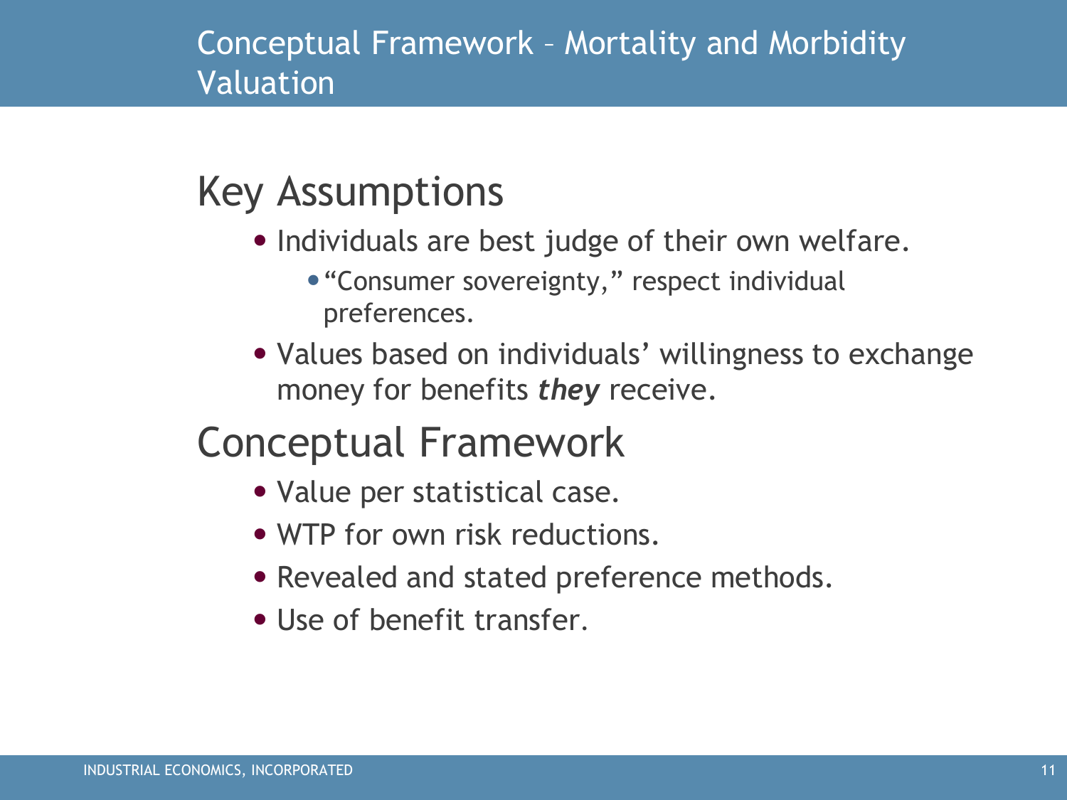# Conceptual Framework – Mortality and Morbidity Valuation

## Key Assumptions

- Individuals are best judge of their own welfare.
  - "Consumer sovereignty," respect individual preferences.
- Values based on individuals' willingness to exchange money for benefits ***they*** receive.

## Conceptual Framework

- Value per statistical case.
- WTP for own risk reductions.
- Revealed and stated preference methods.
- Use of benefit transfer.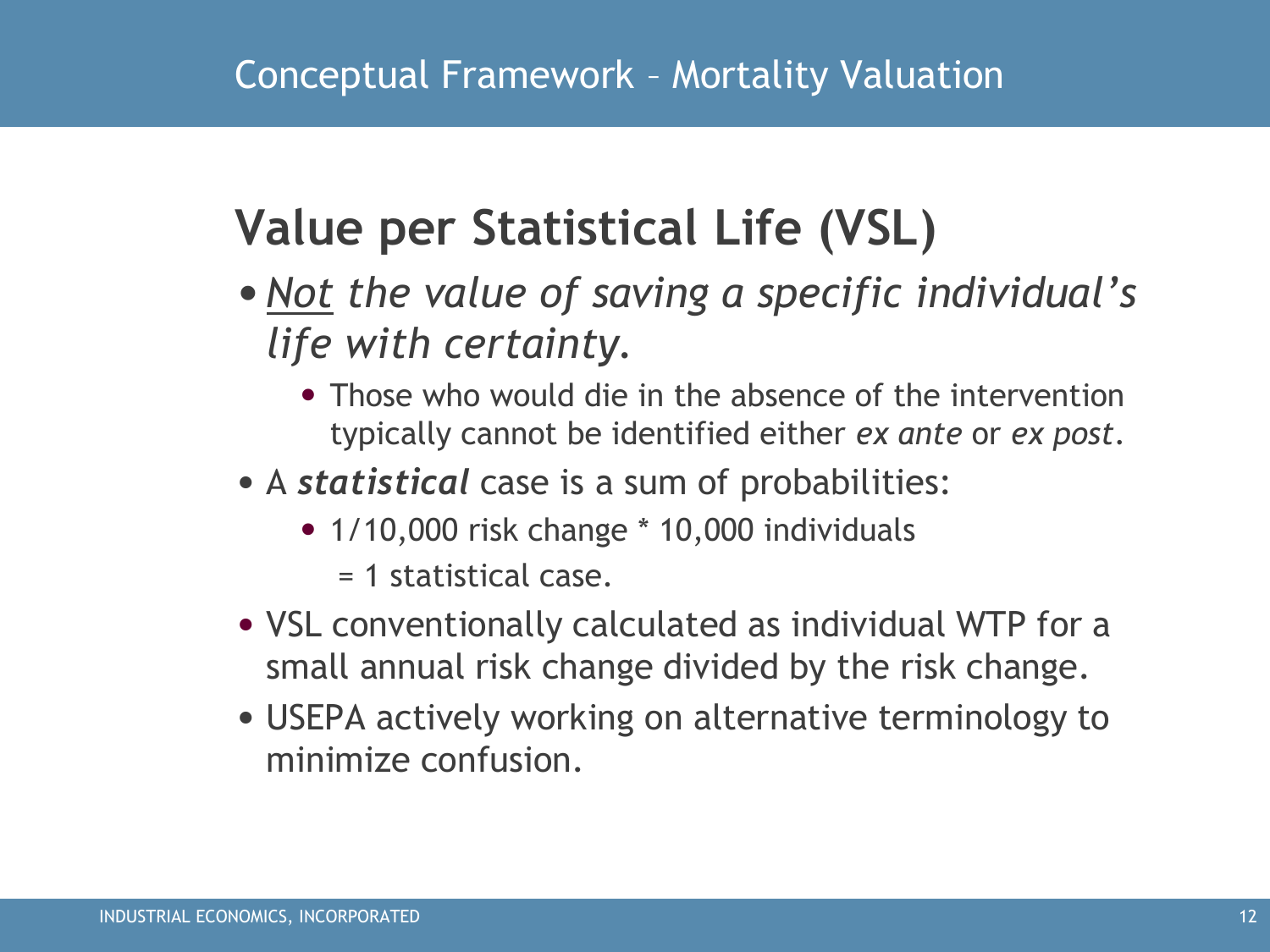# Conceptual Framework – Mortality Valuation

## Value per Statistical Life (VSL)

- *<u>Not</u> the value of saving a specific individual's life with certainty.*
  - Those who would die in the absence of the intervention typically cannot be identified either *ex ante* or *ex post*.
- A ***statistical*** case is a sum of probabilities:
  - 1/10,000 risk change * 10,000 individuals
    = 1 statistical case.
- VSL conventionally calculated as individual WTP for a small annual risk change divided by the risk change.
- USEPA actively working on alternative terminology to minimize confusion.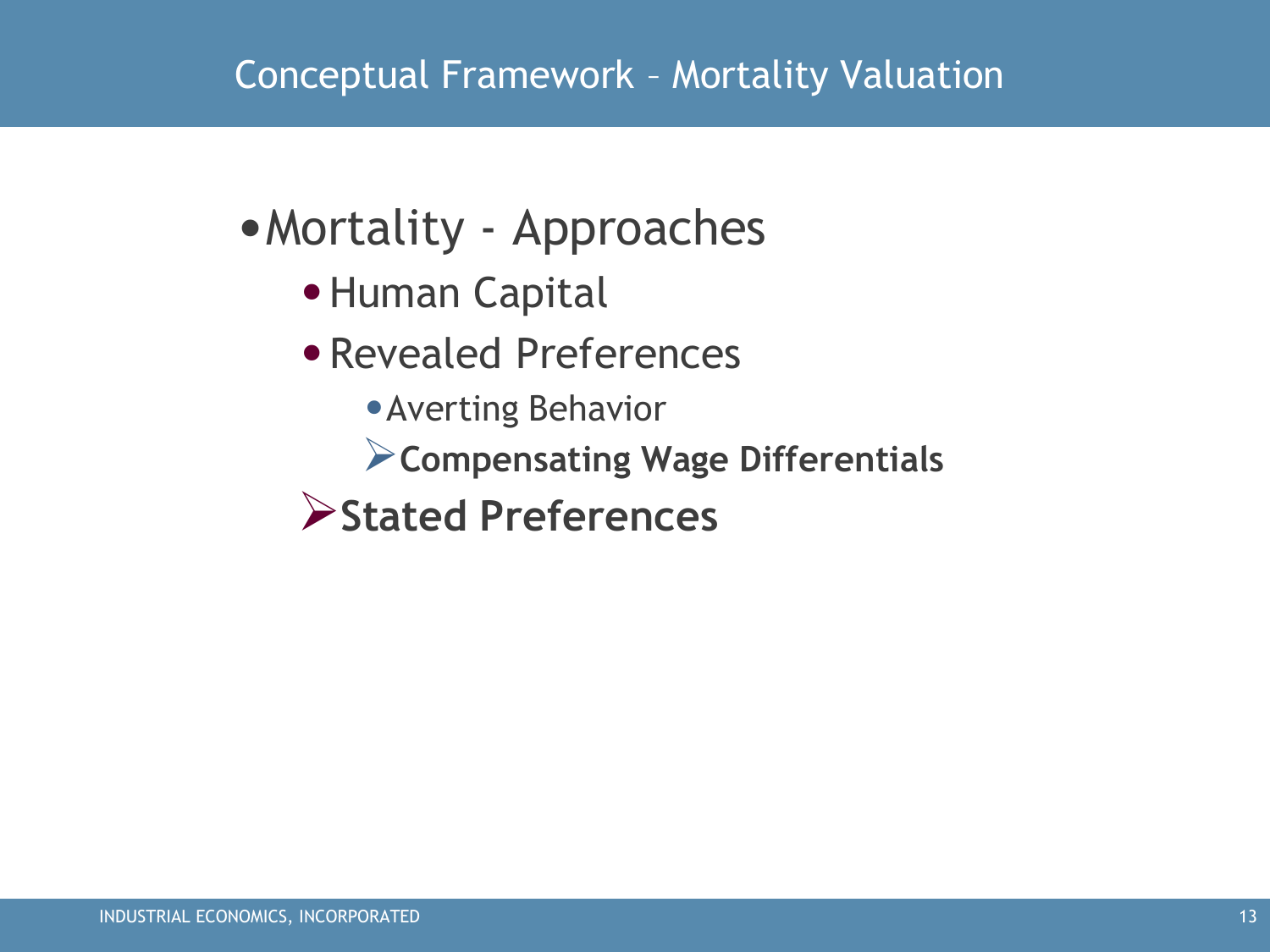# Conceptual Framework – Mortality Valuation

- Mortality - Approaches
  - Human Capital
  - Revealed Preferences
    - Averting Behavior
    - **Compensating Wage Differentials**
  - **Stated Preferences**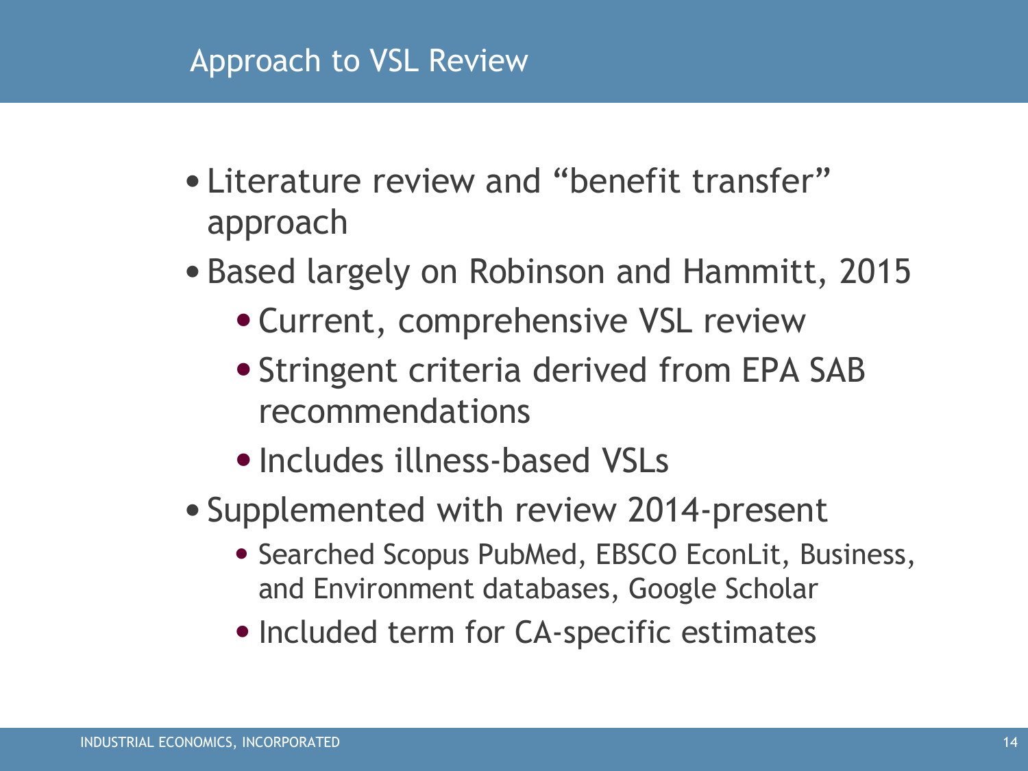## Approach to VSL Review

- Literature review and "benefit transfer" approach
- Based largely on Robinson and Hammitt, 2015
    - Current, comprehensive VSL review
    - Stringent criteria derived from EPA SAB recommendations
    - Includes illness-based VSLs
- Supplemented with review 2014-present
    - Searched Scopus PubMed, EBSCO EconLit, Business, and Environment databases, Google Scholar
    - Included term for CA-specific estimates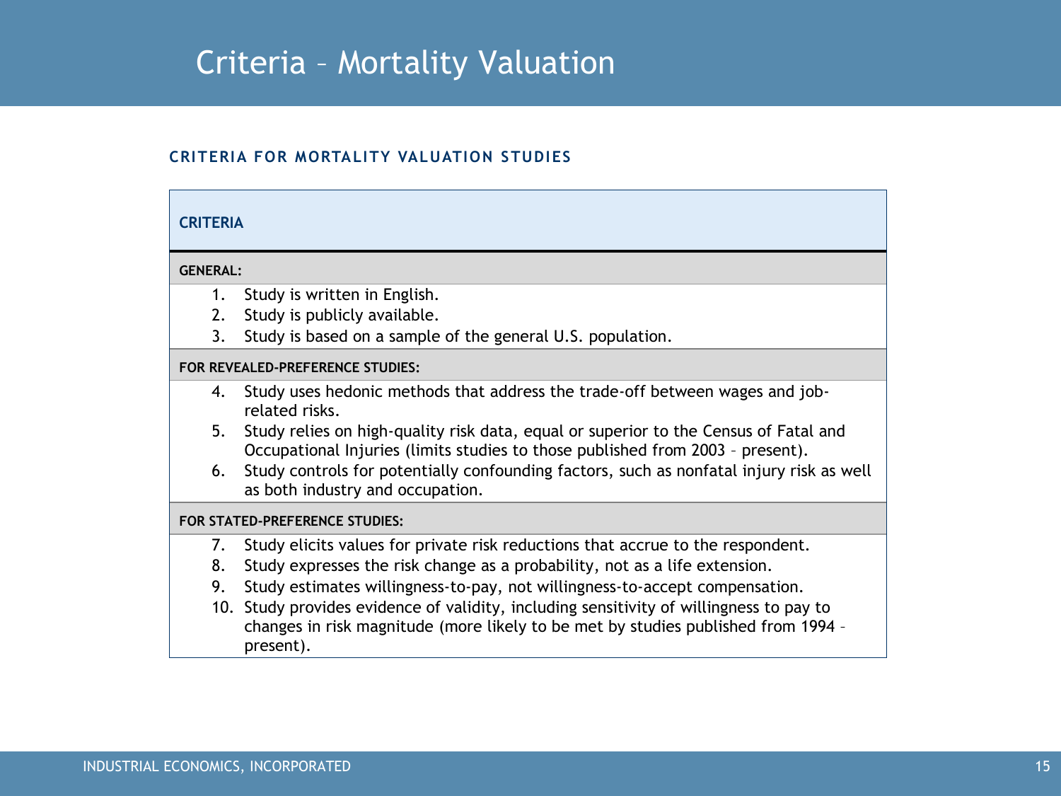# Criteria – Mortality Valuation

### CRITERIA FOR MORTALITY VALUATION STUDIES

| CRITERIA |
| --- |
| **GENERAL:** |
| 1. Study is written in English.<br>2. Study is publicly available.<br>3. Study is based on a sample of the general U.S. population. |
| **FOR REVEALED-PREFERENCE STUDIES:** |
| 4. Study uses hedonic methods that address the trade-off between wages and job-related risks.<br>5. Study relies on high-quality risk data, equal or superior to the Census of Fatal and Occupational Injuries (limits studies to those published from 2003 – present).<br>6. Study controls for potentially confounding factors, such as nonfatal injury risk as well as both industry and occupation. |
| **FOR STATED-PREFERENCE STUDIES:** |
| 7. Study elicits values for private risk reductions that accrue to the respondent.<br>8. Study expresses the risk change as a probability, not as a life extension.<br>9. Study estimates willingness-to-pay, not willingness-to-accept compensation.<br>10. Study provides evidence of validity, including sensitivity of willingness to pay to changes in risk magnitude (more likely to be met by studies published from 1994 – present). |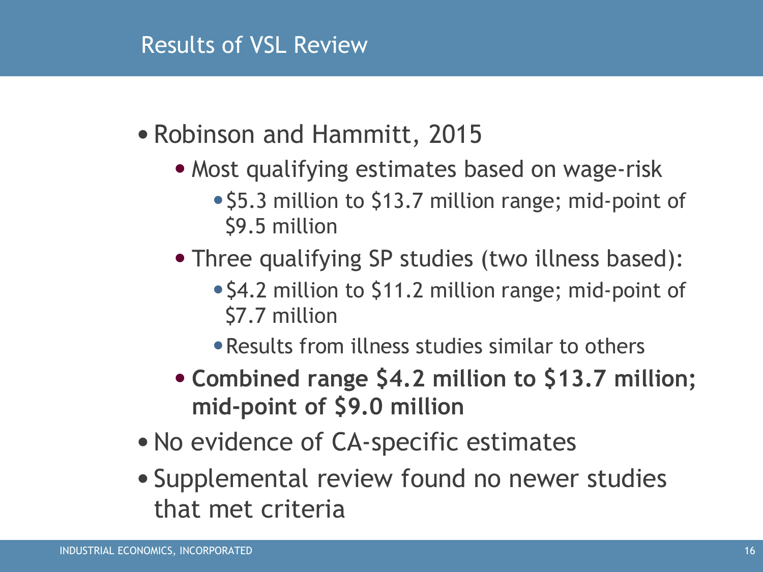## Results of VSL Review

- Robinson and Hammitt, 2015
  - Most qualifying estimates based on wage-risk
    - $5.3 million to $13.7 million range; mid-point of $9.5 million
  - Three qualifying SP studies (two illness based):
    - $4.2 million to $11.2 million range; mid-point of $7.7 million
    - Results from illness studies similar to others
  - **Combined range $4.2 million to $13.7 million; mid-point of $9.0 million**
- No evidence of CA-specific estimates
- Supplemental review found no newer studies that met criteria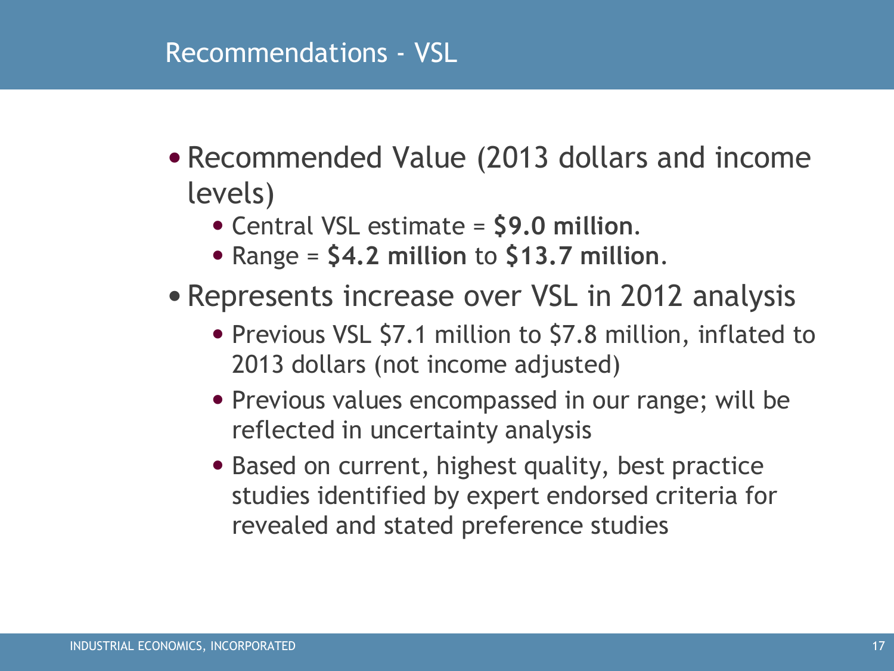# Recommendations - VSL

- Recommended Value (2013 dollars and income levels)
  - Central VSL estimate = **$9.0 million**.
  - Range = **$4.2 million** to **$13.7 million**.
- Represents increase over VSL in 2012 analysis
  - Previous VSL $7.1 million to $7.8 million, inflated to 2013 dollars (not income adjusted)
  - Previous values encompassed in our range; will be reflected in uncertainty analysis
  - Based on current, highest quality, best practice studies identified by expert endorsed criteria for revealed and stated preference studies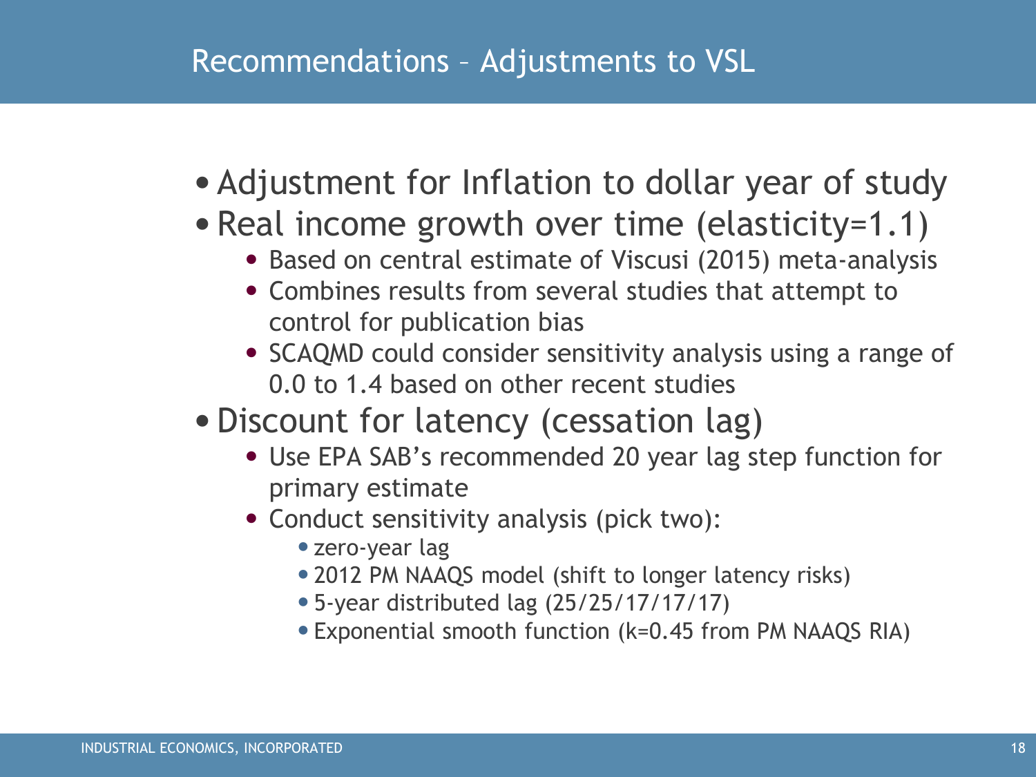## Recommendations – Adjustments to VSL

- Adjustment for Inflation to dollar year of study
- Real income growth over time (elasticity=1.1)
  - Based on central estimate of Viscusi (2015) meta-analysis
  - Combines results from several studies that attempt to control for publication bias
  - SCAQMD could consider sensitivity analysis using a range of 0.0 to 1.4 based on other recent studies
- Discount for latency (cessation lag)
  - Use EPA SAB's recommended 20 year lag step function for primary estimate
  - Conduct sensitivity analysis (pick two):
    - zero-year lag
    - 2012 PM NAAQS model (shift to longer latency risks)
    - 5-year distributed lag (25/25/17/17/17)
    - Exponential smooth function (k=0.45 from PM NAAQS RIA)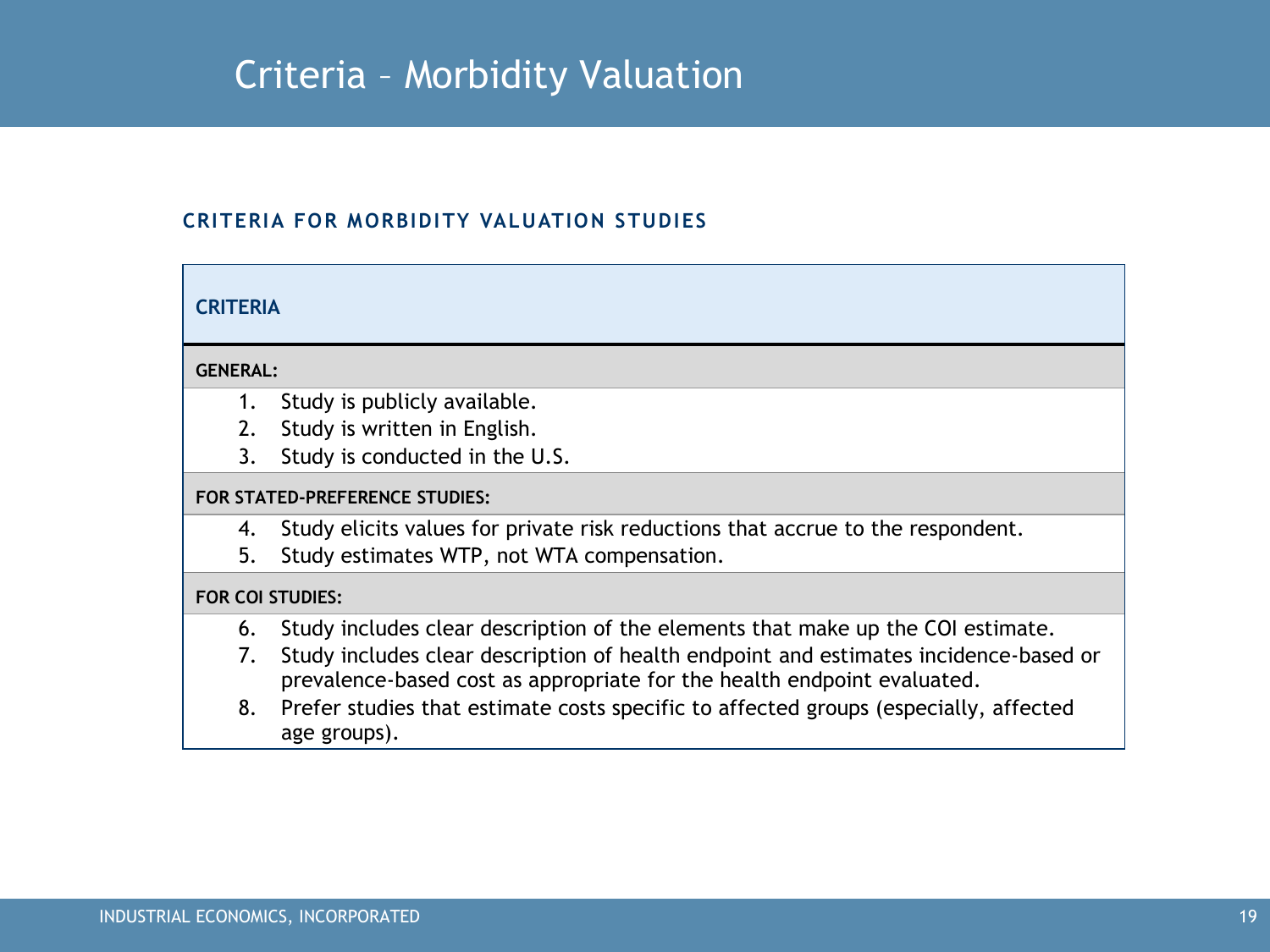# Criteria – Morbidity Valuation

### CRITERIA FOR MORBIDITY VALUATION STUDIES

| CRITERIA |
|---|
| **GENERAL:** |
| 1. Study is publicly available.<br>2. Study is written in English.<br>3. Study is conducted in the U.S. |
| **FOR STATED-PREFERENCE STUDIES:** |
| 4. Study elicits values for private risk reductions that accrue to the respondent.<br>5. Study estimates WTP, not WTA compensation. |
| **FOR COI STUDIES:** |
| 6. Study includes clear description of the elements that make up the COI estimate.<br>7. Study includes clear description of health endpoint and estimates incidence-based or prevalence-based cost as appropriate for the health endpoint evaluated.<br>8. Prefer studies that estimate costs specific to affected groups (especially, affected age groups). |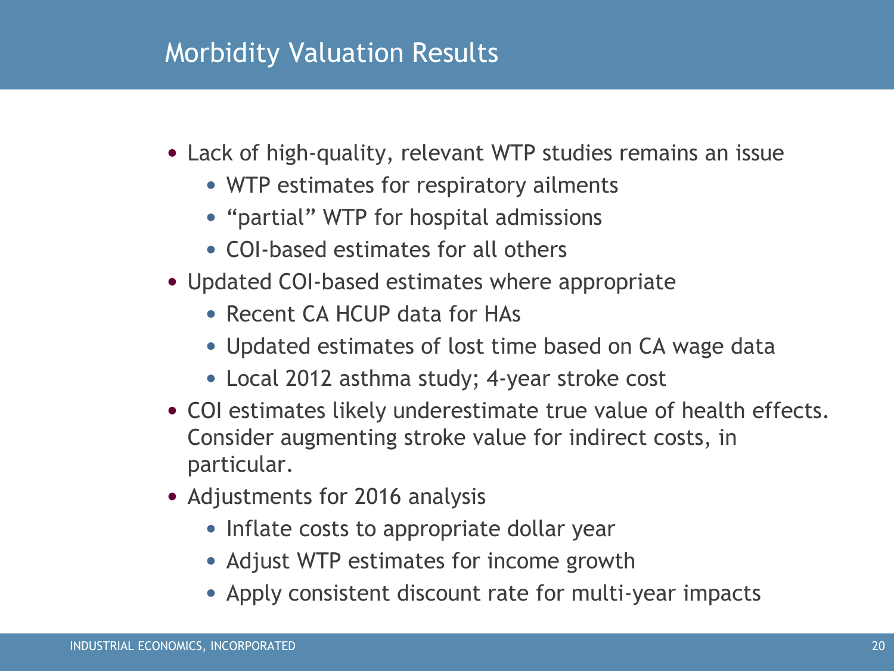# Morbidity Valuation Results

- Lack of high-quality, relevant WTP studies remains an issue
  - WTP estimates for respiratory ailments
  - “partial” WTP for hospital admissions
  - COI-based estimates for all others
- Updated COI-based estimates where appropriate
  - Recent CA HCUP data for HAs
  - Updated estimates of lost time based on CA wage data
  - Local 2012 asthma study; 4-year stroke cost
- COI estimates likely underestimate true value of health effects. Consider augmenting stroke value for indirect costs, in particular.
- Adjustments for 2016 analysis
  - Inflate costs to appropriate dollar year
  - Adjust WTP estimates for income growth
  - Apply consistent discount rate for multi-year impacts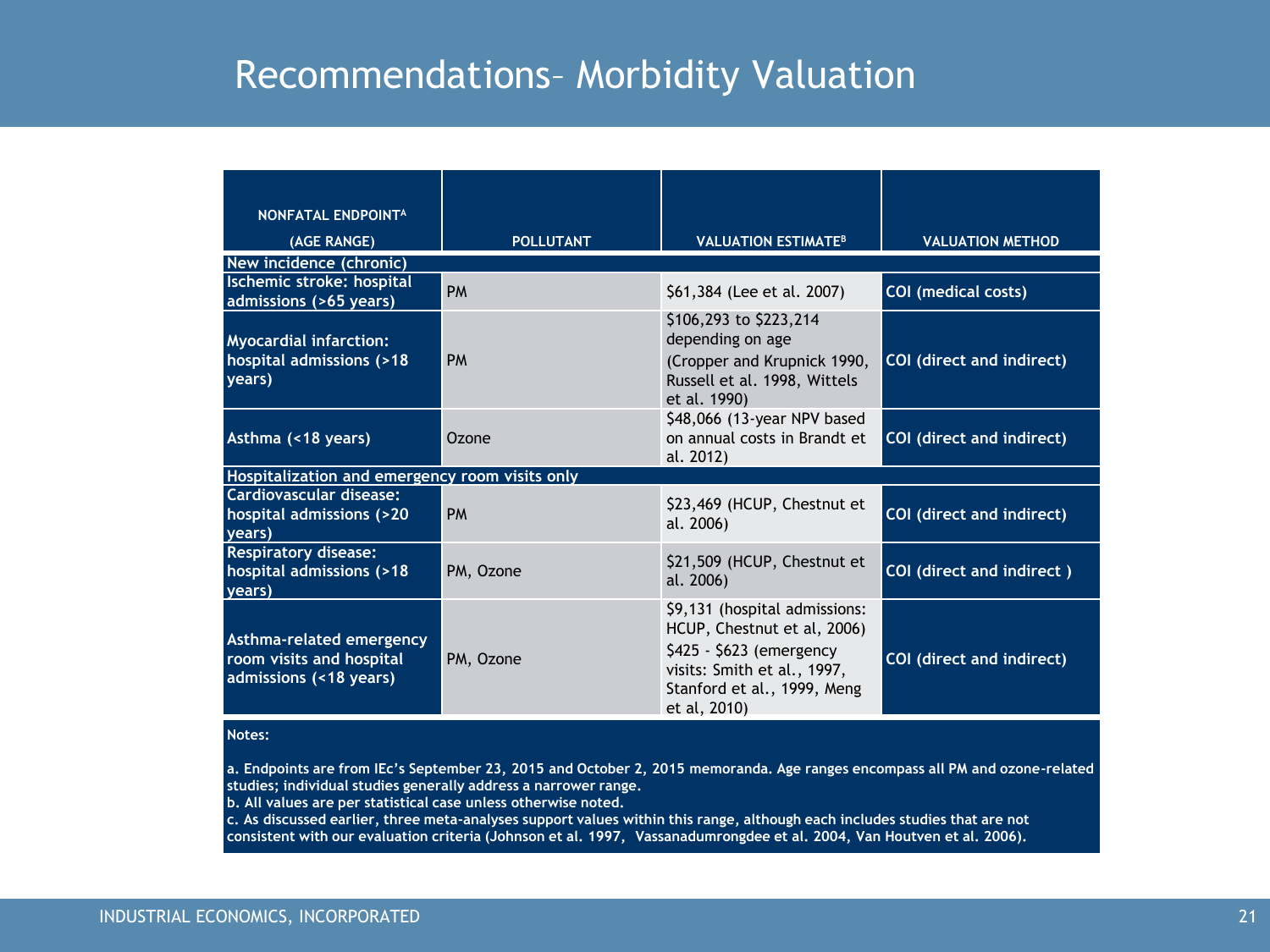# Recommendations– Morbidity Valuation

| NONFATAL ENDPOINT[A] (AGE RANGE) | POLLUTANT | VALUATION ESTIMATE[B] | VALUATION METHOD |
|---|---|---|---|
| **New incidence (chronic)** | | | |
| Ischemic stroke: hospital admissions (>65 years) | PM | $61,384 (Lee et al. 2007) | COI (medical costs) |
| Myocardial infarction: hospital admissions (>18 years) | PM | $106,293 to $223,214 depending on age (Cropper and Krupnick 1990, Russell et al. 1998, Wittels et al. 1990) | COI (direct and indirect) |
| Asthma (<18 years) | Ozone | $48,066 (13-year NPV based on annual costs in Brandt et al. 2012) | COI (direct and indirect) |
| **Hospitalization and emergency room visits only** | | | |
| Cardiovascular disease: hospital admissions (>20 years) | PM | $23,469 (HCUP, Chestnut et al. 2006) | COI (direct and indirect) |
| Respiratory disease: hospital admissions (>18 years) | PM, Ozone | $21,509 (HCUP, Chestnut et al. 2006) | COI (direct and indirect ) |
| Asthma-related emergency room visits and hospital admissions (<18 years) | PM, Ozone | $9,131 (hospital admissions: HCUP, Chestnut et al, 2006) $425 - $623 (emergency visits: Smith et al., 1997, Stanford et al., 1999, Meng et al, 2010) | COI (direct and indirect) |

**Notes:**

a. Endpoints are from IEc's September 23, 2015 and October 2, 2015 memoranda. Age ranges encompass all PM and ozone-related studies; individual studies generally address a narrower range.

b. All values are per statistical case unless otherwise noted.

c. As discussed earlier, three meta-analyses support values within this range, although each includes studies that are not consistent with our evaluation criteria (Johnson et al. 1997, Vassanadumrongdee et al. 2004, Van Houtven et al. 2006).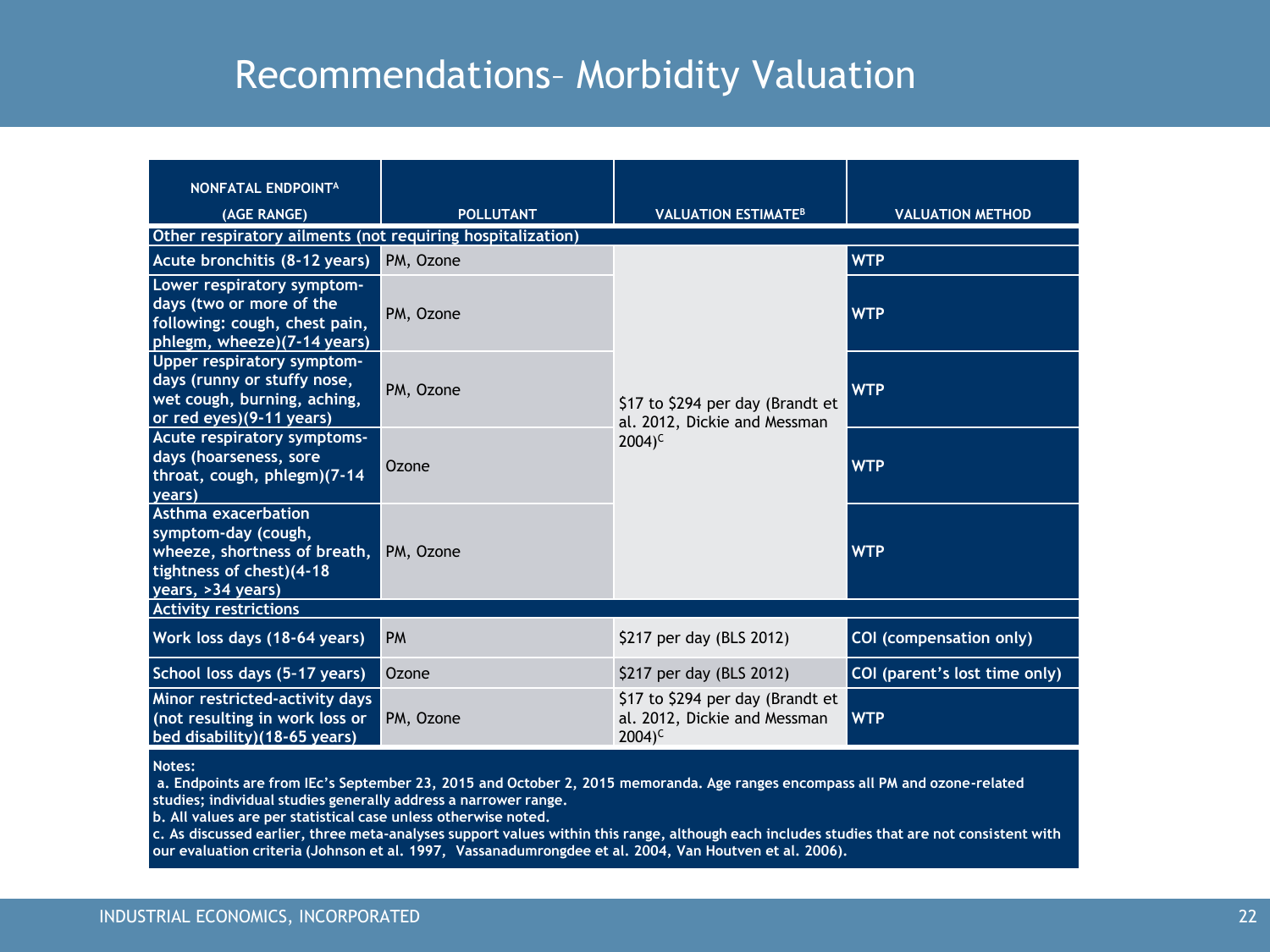# Recommendations– Morbidity Valuation

| NONFATAL ENDPOINT[A] (AGE RANGE) | POLLUTANT | VALUATION ESTIMATE[B] | VALUATION METHOD |
|---|---|---|---|
| **Other respiratory ailments (not requiring hospitalization)** | | | |
| Acute bronchitis (8-12 years) | PM, Ozone | $17 to $294 per day (Brandt et al. 2012, Dickie and Messman 2004)[C] | WTP |
| Lower respiratory symptom-days (two or more of the following: cough, chest pain, phlegm, wheeze)(7-14 years) | PM, Ozone | | WTP |
| Upper respiratory symptom-days (runny or stuffy nose, wet cough, burning, aching, or red eyes)(9-11 years) | PM, Ozone | | WTP |
| Acute respiratory symptoms-days (hoarseness, sore throat, cough, phlegm)(7-14 years) | Ozone | | WTP |
| Asthma exacerbation symptom-day (cough, wheeze, shortness of breath, tightness of chest)(4-18 years, >34 years) | PM, Ozone | | WTP |
| **Activity restrictions** | | | |
| Work loss days (18-64 years) | PM | $217 per day (BLS 2012) | COI (compensation only) |
| School loss days (5-17 years) | Ozone | $217 per day (BLS 2012) | COI (parent's lost time only) |
| Minor restricted-activity days (not resulting in work loss or bed disability)(18-65 years) | PM, Ozone | $17 to $294 per day (Brandt et al. 2012, Dickie and Messman 2004)[C] | WTP |

**Notes:**

a. Endpoints are from IEc's September 23, 2015 and October 2, 2015 memoranda. Age ranges encompass all PM and ozone-related studies; individual studies generally address a narrower range.

b. All values are per statistical case unless otherwise noted.

c. As discussed earlier, three meta-analyses support values within this range, although each includes studies that are not consistent with our evaluation criteria (Johnson et al. 1997, Vassanadumrongdee et al. 2004, Van Houtven et al. 2006).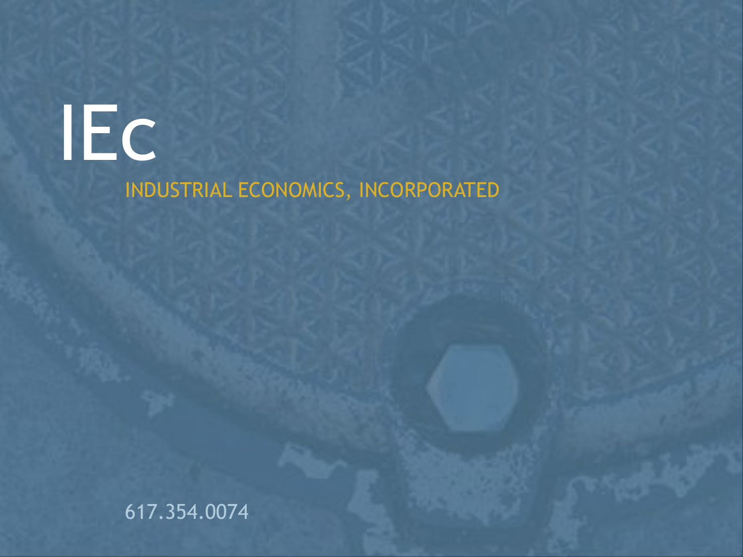# IEc

INDUSTRIAL ECONOMICS, INCORPORATED

617.354.0074